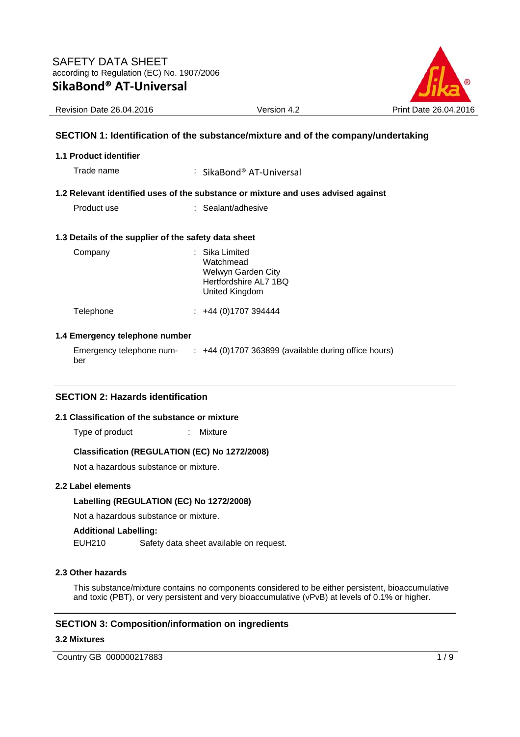SAFETY DATA SHEET
according to Regulation (EC) No. 1907/2006

# SikaBond® AT-Universal

Revision Date 26.04.2016 | Version 4.2 | Print Date 26.04.2016

## SECTION 1: Identification of the substance/mixture and of the company/undertaking

### 1.1 Product identifier

Trade name : SikaBond® AT-Universal

### 1.2 Relevant identified uses of the substance or mixture and uses advised against

Product use : Sealant/adhesive

### 1.3 Details of the supplier of the safety data sheet

Company : Sika Limited
Watchmead
Welwyn Garden City
Hertfordshire AL7 1BQ
United Kingdom

Telephone : +44 (0)1707 394444

### 1.4 Emergency telephone number

Emergency telephone number : +44 (0)1707 363899 (available during office hours)

## SECTION 2: Hazards identification

### 2.1 Classification of the substance or mixture

Type of product : Mixture

**Classification (REGULATION (EC) No 1272/2008)**

Not a hazardous substance or mixture.

### 2.2 Label elements

**Labelling (REGULATION (EC) No 1272/2008)**

Not a hazardous substance or mixture.

**Additional Labelling:**

EUH210 Safety data sheet available on request.

### 2.3 Other hazards

This substance/mixture contains no components considered to be either persistent, bioaccumulative and toxic (PBT), or very persistent and very bioaccumulative (vPvB) at levels of 0.1% or higher.

## SECTION 3: Composition/information on ingredients

### 3.2 Mixtures

Country GB 000000217883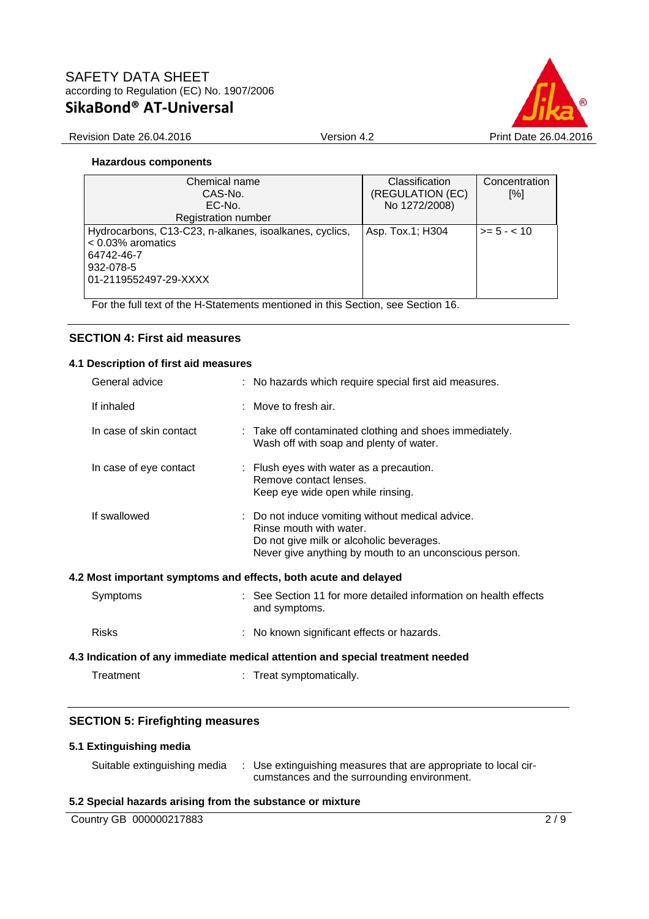### Hazardous components

| Chemical name<br>CAS-No.<br>EC-No.<br>Registration number | Classification<br>(REGULATION (EC)<br>No 1272/2008) | Concentration<br>[%] |
|---|---|---|
| Hydrocarbons, C13-C23, n-alkanes, isoalkanes, cyclics, < 0.03% aromatics<br>64742-46-7<br>932-078-5<br>01-2119552497-29-XXXX | Asp. Tox.1; H304 | >= 5 - < 10 |

For the full text of the H-Statements mentioned in this Section, see Section 16.

## SECTION 4: First aid measures

### 4.1 Description of first aid measures

General advice : No hazards which require special first aid measures.

If inhaled : Move to fresh air.

In case of skin contact : Take off contaminated clothing and shoes immediately. Wash off with soap and plenty of water.

In case of eye contact : Flush eyes with water as a precaution. Remove contact lenses. Keep eye wide open while rinsing.

If swallowed : Do not induce vomiting without medical advice. Rinse mouth with water. Do not give milk or alcoholic beverages. Never give anything by mouth to an unconscious person.

### 4.2 Most important symptoms and effects, both acute and delayed

Symptoms : See Section 11 for more detailed information on health effects and symptoms.

Risks : No known significant effects or hazards.

### 4.3 Indication of any immediate medical attention and special treatment needed

Treatment : Treat symptomatically.

## SECTION 5: Firefighting measures

### 5.1 Extinguishing media

Suitable extinguishing media : Use extinguishing measures that are appropriate to local circumstances and the surrounding environment.

### 5.2 Special hazards arising from the substance or mixture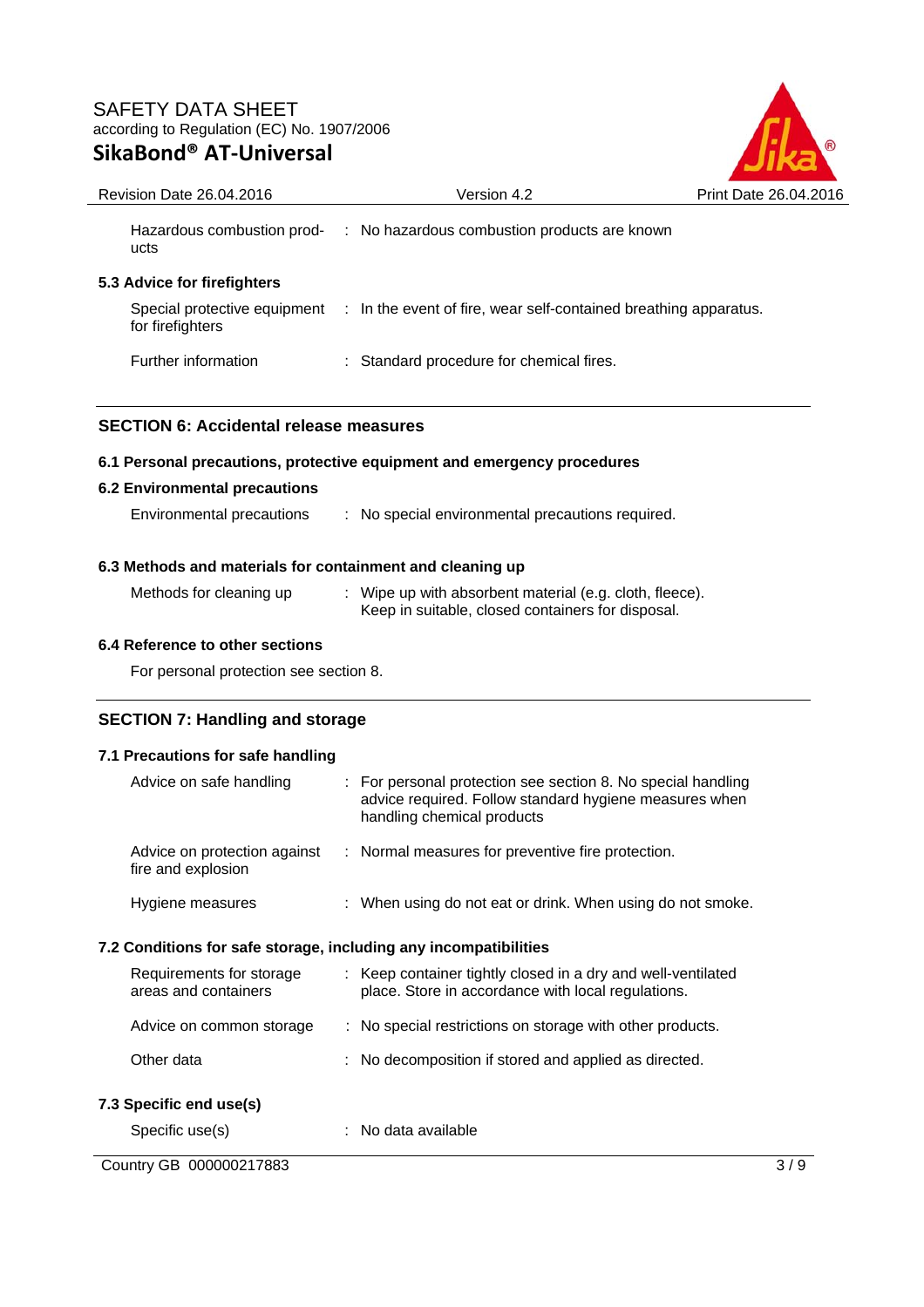| | | |
|---|---|---|
| Hazardous combustion products | : | No hazardous combustion products are known |

**5.3 Advice for firefighters**

| | | |
|---|---|---|
| Special protective equipment for firefighters | : | In the event of fire, wear self-contained breathing apparatus. |
| Further information | : | Standard procedure for chemical fires. |

## SECTION 6: Accidental release measures

**6.1 Personal precautions, protective equipment and emergency procedures**

**6.2 Environmental precautions**

| | | |
|---|---|---|
| Environmental precautions | : | No special environmental precautions required. |

**6.3 Methods and materials for containment and cleaning up**

| | | |
|---|---|---|
| Methods for cleaning up | : | Wipe up with absorbent material (e.g. cloth, fleece). Keep in suitable, closed containers for disposal. |

**6.4 Reference to other sections**

For personal protection see section 8.

## SECTION 7: Handling and storage

**7.1 Precautions for safe handling**

| | | |
|---|---|---|
| Advice on safe handling | : | For personal protection see section 8. No special handling advice required. Follow standard hygiene measures when handling chemical products |
| Advice on protection against fire and explosion | : | Normal measures for preventive fire protection. |
| Hygiene measures | : | When using do not eat or drink. When using do not smoke. |

**7.2 Conditions for safe storage, including any incompatibilities**

| | | |
|---|---|---|
| Requirements for storage areas and containers | : | Keep container tightly closed in a dry and well-ventilated place. Store in accordance with local regulations. |
| Advice on common storage | : | No special restrictions on storage with other products. |
| Other data | : | No decomposition if stored and applied as directed. |

**7.3 Specific end use(s)**

| | | |
|---|---|---|
| Specific use(s) | : | No data available |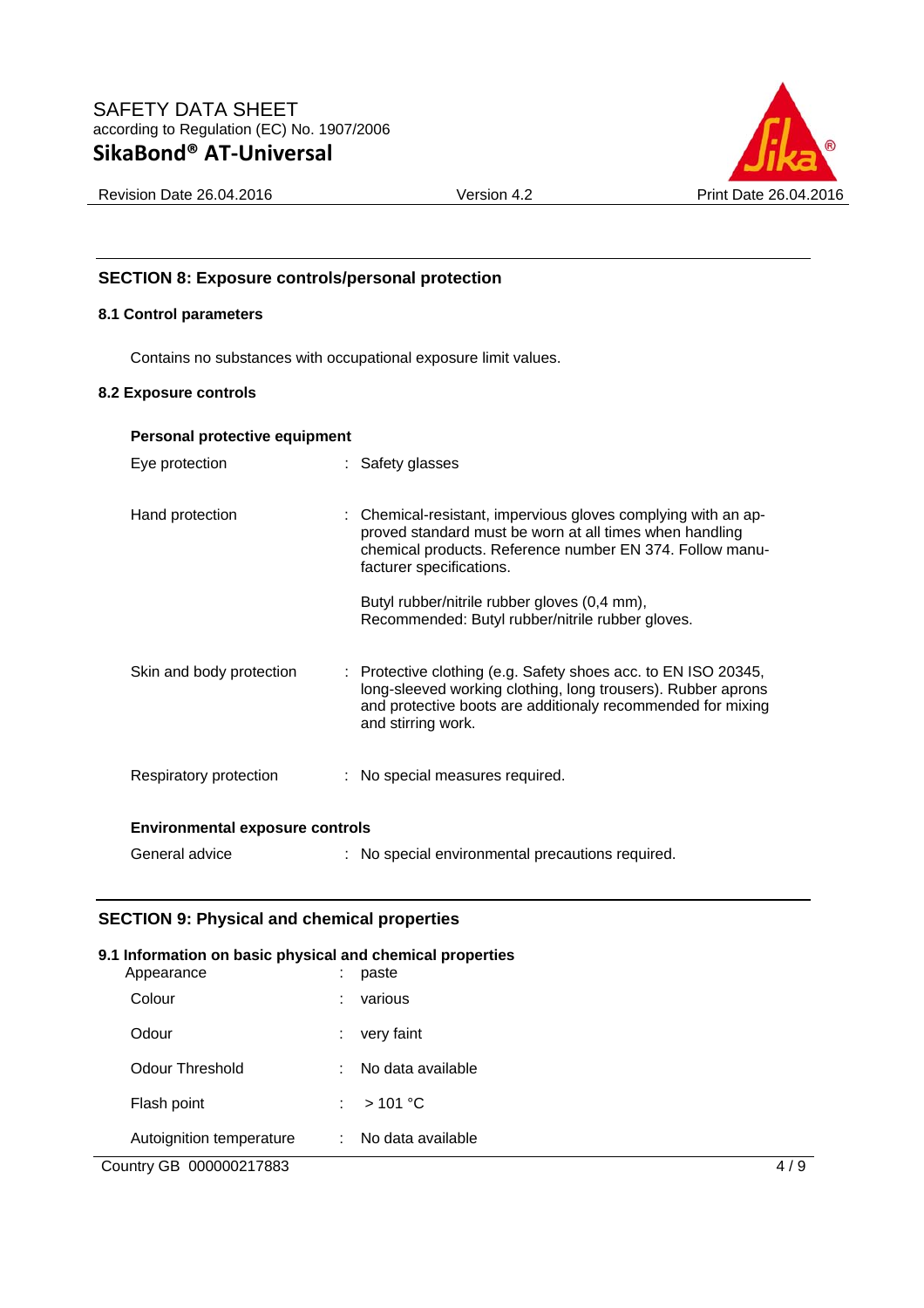## SECTION 8: Exposure controls/personal protection

### 8.1 Control parameters

Contains no substances with occupational exposure limit values.

### 8.2 Exposure controls

**Personal protective equipment**

| | | |
|---|---|---|
| Eye protection | : | Safety glasses |
| Hand protection | : | Chemical-resistant, impervious gloves complying with an approved standard must be worn at all times when handling chemical products. Reference number EN 374. Follow manufacturer specifications.<br><br>Butyl rubber/nitrile rubber gloves (0,4 mm), Recommended: Butyl rubber/nitrile rubber gloves. |
| Skin and body protection | : | Protective clothing (e.g. Safety shoes acc. to EN ISO 20345, long-sleeved working clothing, long trousers). Rubber aprons and protective boots are additionaly recommended for mixing and stirring work. |
| Respiratory protection | : | No special measures required. |

**Environmental exposure controls**

| | | |
|---|---|---|
| General advice | : | No special environmental precautions required. |

## SECTION 9: Physical and chemical properties

### 9.1 Information on basic physical and chemical properties

| | | |
|---|---|---|
| Appearance | : | paste |
| Colour | : | various |
| Odour | : | very faint |
| Odour Threshold | : | No data available |
| Flash point | : | > 101 °C |
| Autoignition temperature | : | No data available |

Country GB 000000217883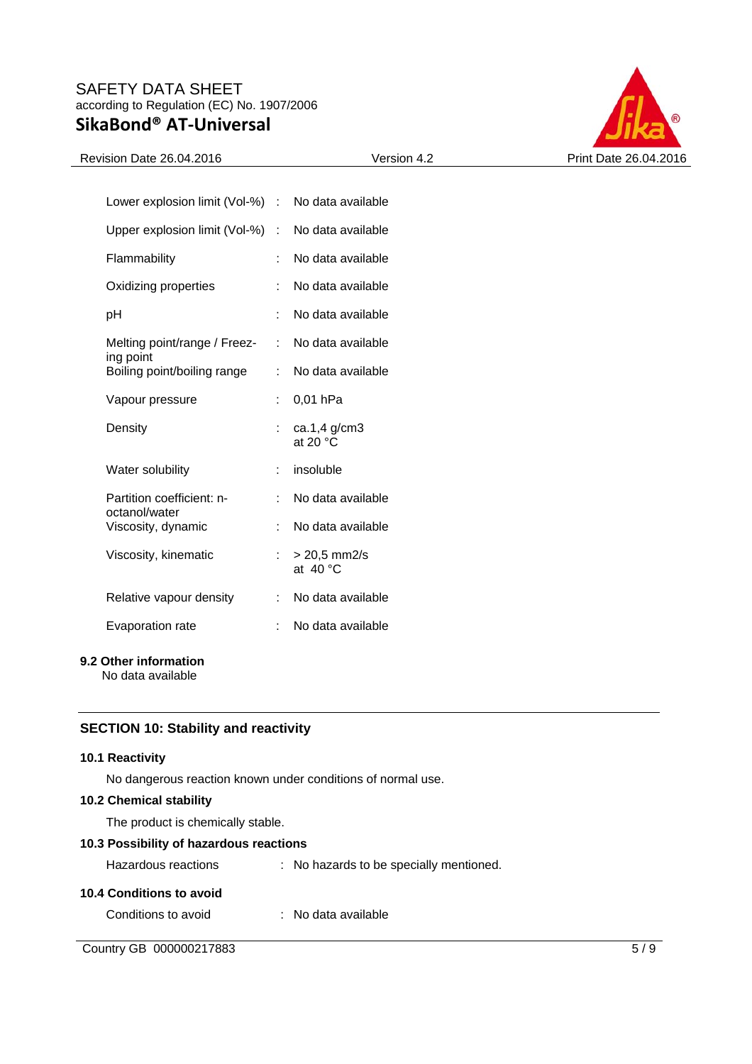| | | |
|---|---|---|
| Lower explosion limit (Vol-%) | : | No data available |
| Upper explosion limit (Vol-%) | : | No data available |
| Flammability | : | No data available |
| Oxidizing properties | : | No data available |
| pH | : | No data available |
| Melting point/range / Freezing point | : | No data available |
| Boiling point/boiling range | : | No data available |
| Vapour pressure | : | 0,01 hPa |
| Density | : | ca.1,4 g/cm3 at 20 °C |
| Water solubility | : | insoluble |
| Partition coefficient: n-octanol/water | : | No data available |
| Viscosity, dynamic | : | No data available |
| Viscosity, kinematic | : | > 20,5 mm2/s at 40 °C |
| Relative vapour density | : | No data available |
| Evaporation rate | : | No data available |

**9.2 Other information**

No data available

## SECTION 10: Stability and reactivity

**10.1 Reactivity**

No dangerous reaction known under conditions of normal use.

**10.2 Chemical stability**

The product is chemically stable.

**10.3 Possibility of hazardous reactions**

Hazardous reactions : No hazards to be specially mentioned.

**10.4 Conditions to avoid**

Conditions to avoid : No data available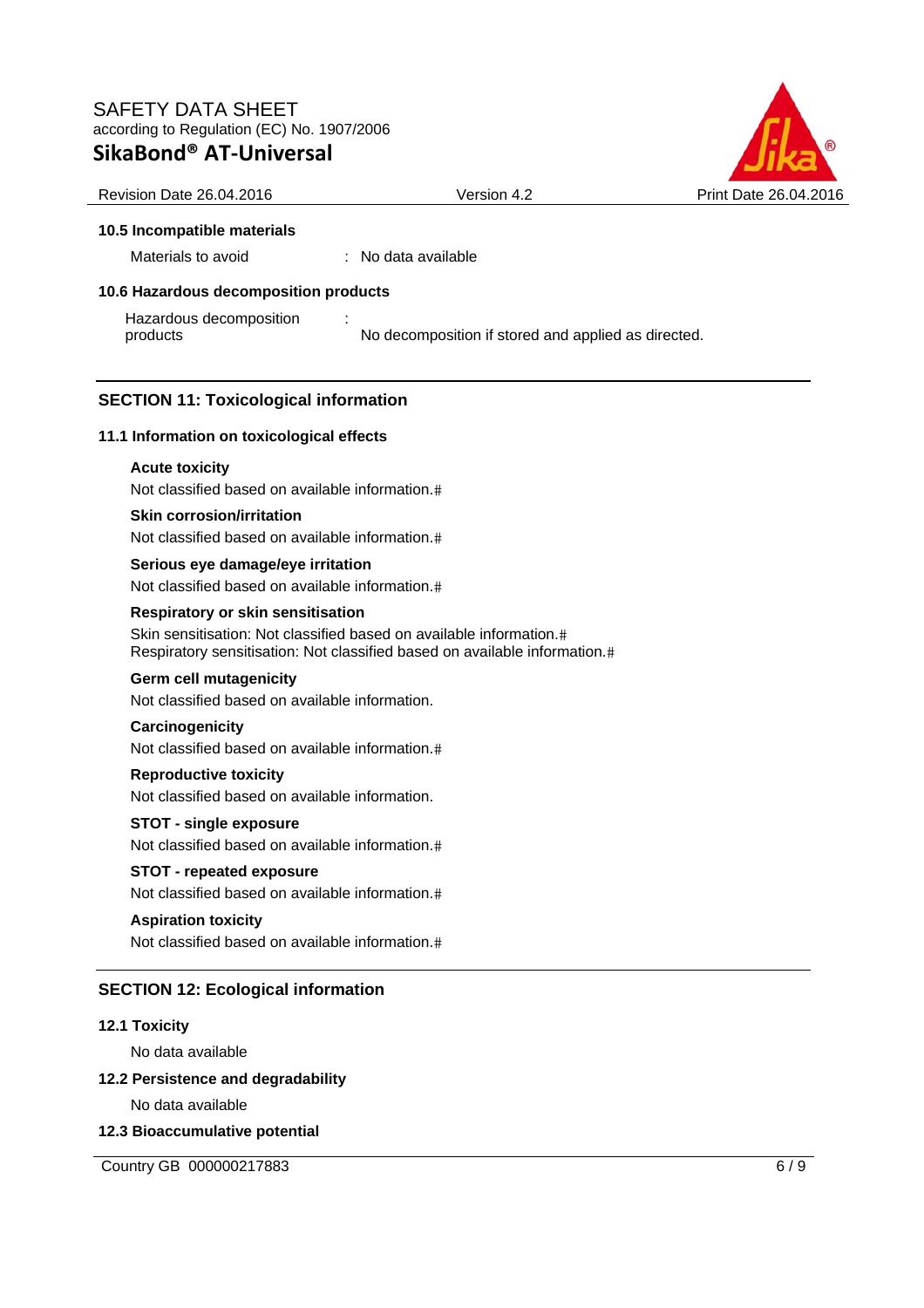### 10.5 Incompatible materials

Materials to avoid : No data available

### 10.6 Hazardous decomposition products

Hazardous decomposition products : No decomposition if stored and applied as directed.

## SECTION 11: Toxicological information

### 11.1 Information on toxicological effects

**Acute toxicity**

Not classified based on available information.#

**Skin corrosion/irritation**

Not classified based on available information.#

**Serious eye damage/eye irritation**

Not classified based on available information.#

**Respiratory or skin sensitisation**

Skin sensitisation: Not classified based on available information.#
Respiratory sensitisation: Not classified based on available information.#

**Germ cell mutagenicity**

Not classified based on available information.

**Carcinogenicity**

Not classified based on available information.#

**Reproductive toxicity**

Not classified based on available information.

**STOT - single exposure**

Not classified based on available information.#

**STOT - repeated exposure**

Not classified based on available information.#

**Aspiration toxicity**

Not classified based on available information.#

## SECTION 12: Ecological information

### 12.1 Toxicity

No data available

### 12.2 Persistence and degradability

No data available

### 12.3 Bioaccumulative potential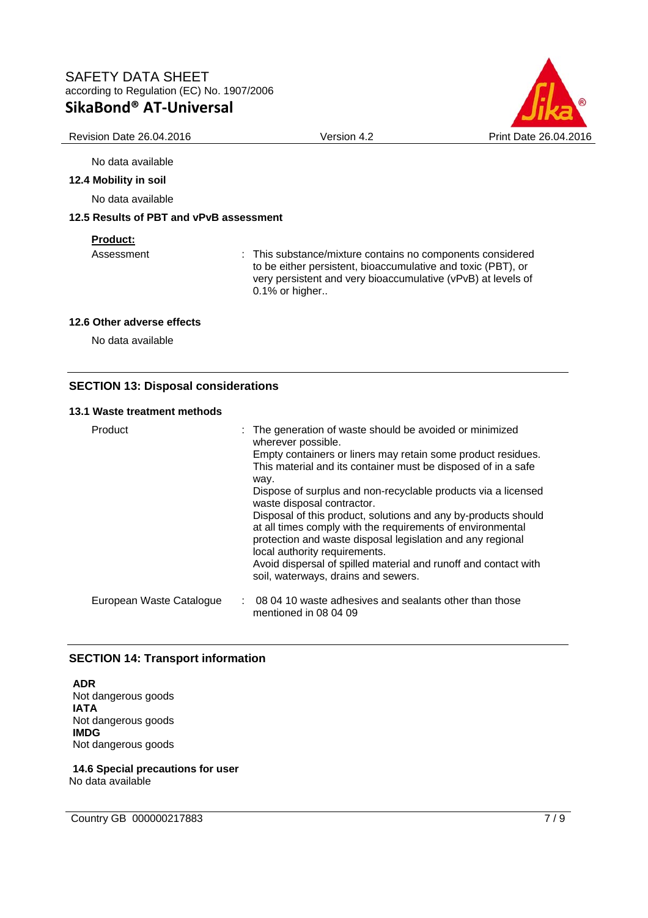No data available

### 12.4 Mobility in soil

No data available

### 12.5 Results of PBT and vPvB assessment

**Product:**

Assessment : This substance/mixture contains no components considered to be either persistent, bioaccumulative and toxic (PBT), or very persistent and very bioaccumulative (vPvB) at levels of 0.1% or higher..

### 12.6 Other adverse effects

No data available

## SECTION 13: Disposal considerations

### 13.1 Waste treatment methods

Product : The generation of waste should be avoided or minimized wherever possible.
Empty containers or liners may retain some product residues.
This material and its container must be disposed of in a safe way.
Dispose of surplus and non-recyclable products via a licensed waste disposal contractor.
Disposal of this product, solutions and any by-products should at all times comply with the requirements of environmental protection and waste disposal legislation and any regional local authority requirements.
Avoid dispersal of spilled material and runoff and contact with soil, waterways, drains and sewers.

European Waste Catalogue : 08 04 10 waste adhesives and sealants other than those mentioned in 08 04 09

## SECTION 14: Transport information

**ADR**
Not dangerous goods
**IATA**
Not dangerous goods
**IMDG**
Not dangerous goods

### 14.6 Special precautions for user

No data available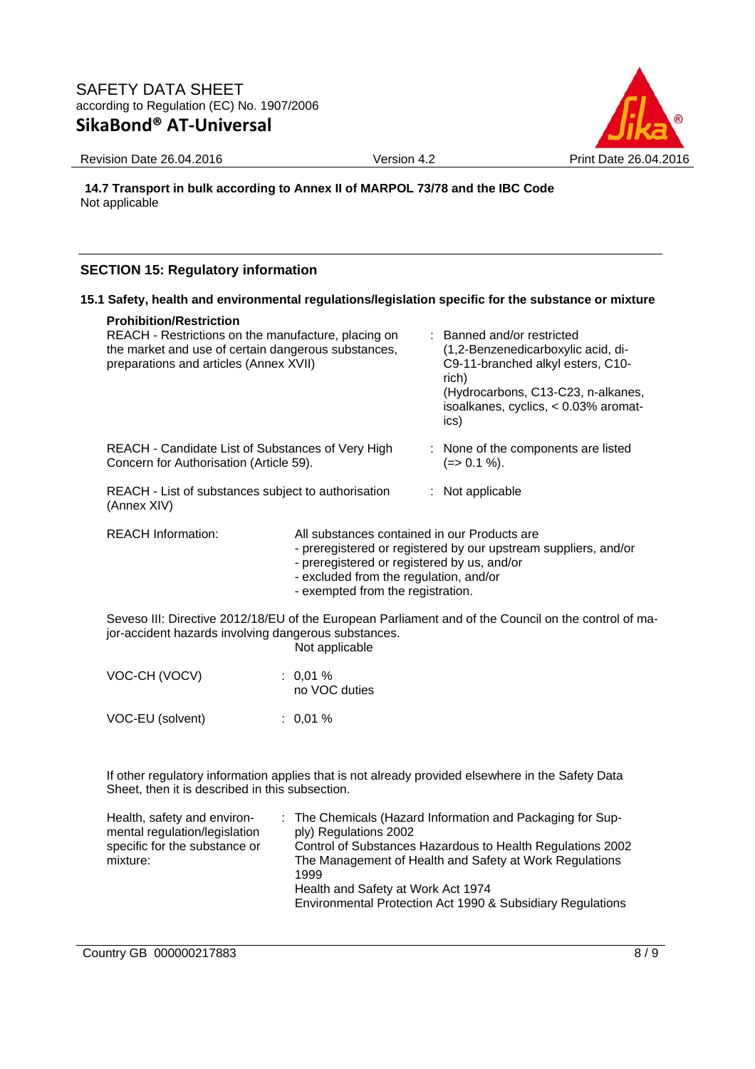**14.7 Transport in bulk according to Annex II of MARPOL 73/78 and the IBC Code**
Not applicable

## SECTION 15: Regulatory information

### 15.1 Safety, health and environmental regulations/legislation specific for the substance or mixture

**Prohibition/Restriction**

| | |
|---|---|
| REACH - Restrictions on the manufacture, placing on the market and use of certain dangerous substances, preparations and articles (Annex XVII) | : Banned and/or restricted (1,2-Benzenedicarboxylic acid, di-C9-11-branched alkyl esters, C10-rich) (Hydrocarbons, C13-C23, n-alkanes, isoalkanes, cyclics, < 0.03% aromatics) |
| REACH - Candidate List of Substances of Very High Concern for Authorisation (Article 59). | : None of the components are listed (=> 0.1 %). |
| REACH - List of substances subject to authorisation (Annex XIV) | : Not applicable |

REACH Information: All substances contained in our Products are
- preregistered or registered by our upstream suppliers, and/or
- preregistered or registered by us, and/or
- excluded from the regulation, and/or
- exempted from the registration.

Seveso III: Directive 2012/18/EU of the European Parliament and of the Council on the control of major-accident hazards involving dangerous substances.
Not applicable

| | |
|---|---|
| VOC-CH (VOCV) | : 0,01 % no VOC duties |
| VOC-EU (solvent) | : 0,01 % |

If other regulatory information applies that is not already provided elsewhere in the Safety Data Sheet, then it is described in this subsection.

Health, safety and environmental regulation/legislation specific for the substance or mixture:
: The Chemicals (Hazard Information and Packaging for Supply) Regulations 2002
Control of Substances Hazardous to Health Regulations 2002
The Management of Health and Safety at Work Regulations 1999
Health and Safety at Work Act 1974
Environmental Protection Act 1990 & Subsidiary Regulations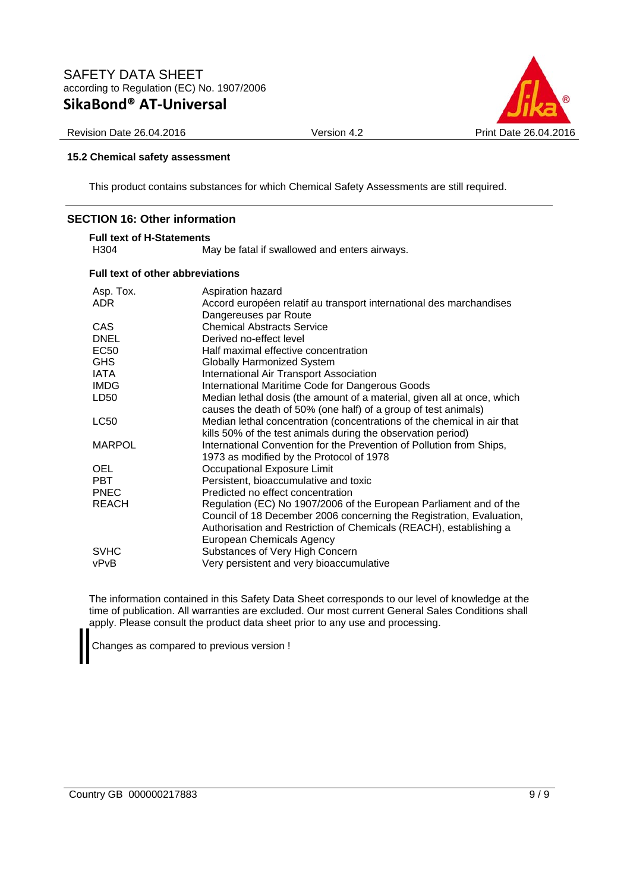### 15.2 Chemical safety assessment

This product contains substances for which Chemical Safety Assessments are still required.

## SECTION 16: Other information

**Full text of H-Statements**

| | |
|---|---|
| H304 | May be fatal if swallowed and enters airways. |

**Full text of other abbreviations**

| | |
|---|---|
| Asp. Tox. | Aspiration hazard |
| ADR | Accord européen relatif au transport international des marchandises Dangereuses par Route |
| CAS | Chemical Abstracts Service |
| DNEL | Derived no-effect level |
| EC50 | Half maximal effective concentration |
| GHS | Globally Harmonized System |
| IATA | International Air Transport Association |
| IMDG | International Maritime Code for Dangerous Goods |
| LD50 | Median lethal dosis (the amount of a material, given all at once, which causes the death of 50% (one half) of a group of test animals) |
| LC50 | Median lethal concentration (concentrations of the chemical in air that kills 50% of the test animals during the observation period) |
| MARPOL | International Convention for the Prevention of Pollution from Ships, 1973 as modified by the Protocol of 1978 |
| OEL | Occupational Exposure Limit |
| PBT | Persistent, bioaccumulative and toxic |
| PNEC | Predicted no effect concentration |
| REACH | Regulation (EC) No 1907/2006 of the European Parliament and of the Council of 18 December 2006 concerning the Registration, Evaluation, Authorisation and Restriction of Chemicals (REACH), establishing a European Chemicals Agency |
| SVHC | Substances of Very High Concern |
| vPvB | Very persistent and very bioaccumulative |

The information contained in this Safety Data Sheet corresponds to our level of knowledge at the time of publication. All warranties are excluded. Our most current General Sales Conditions shall apply. Please consult the product data sheet prior to any use and processing.

Changes as compared to previous version !

Country GB 000000217883